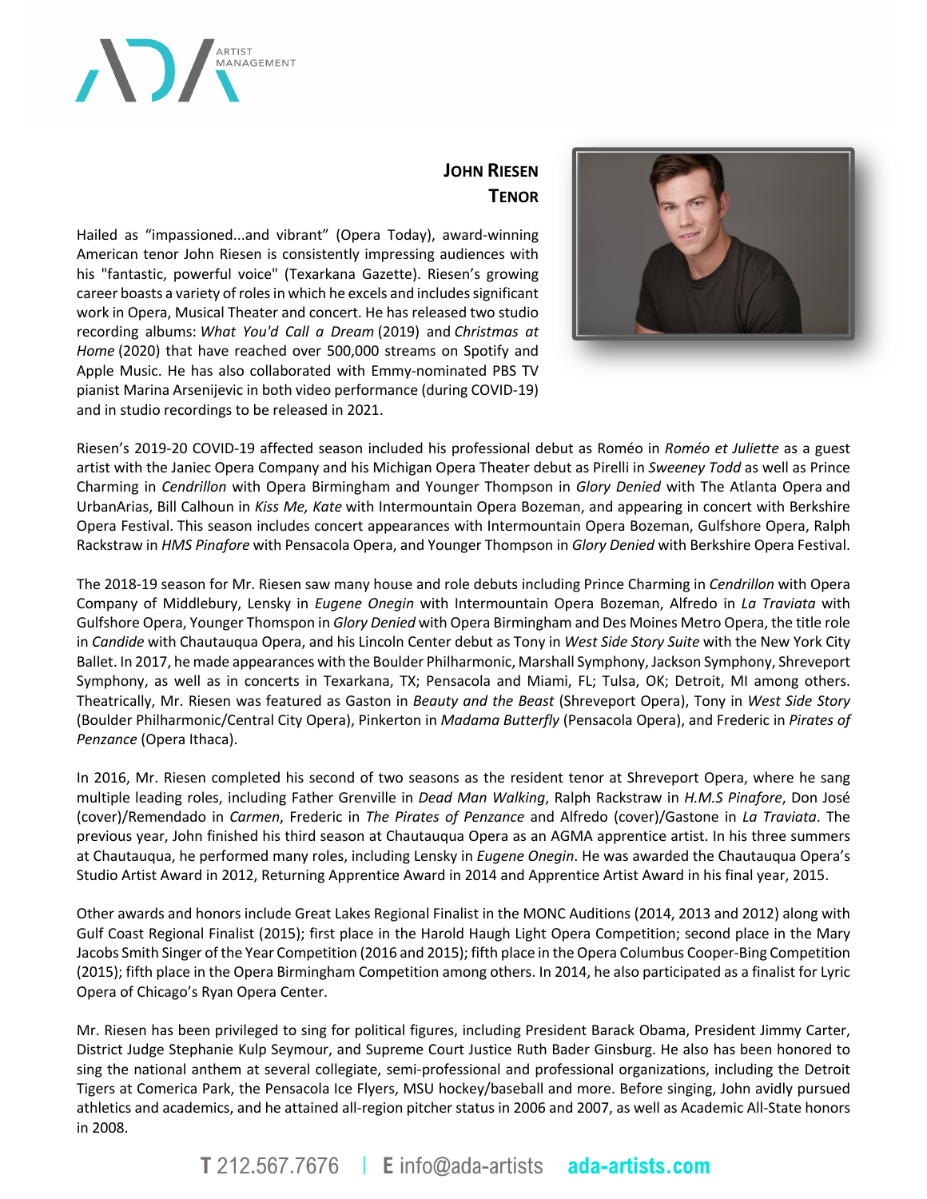# JOHN RIESEN
## TENOR

Hailed as "impassioned...and vibrant" (Opera Today), award-winning American tenor John Riesen is consistently impressing audiences with his "fantastic, powerful voice" (Texarkana Gazette). Riesen's growing career boasts a variety of roles in which he excels and includes significant work in Opera, Musical Theater and concert. He has released two studio recording albums: *What You'd Call a Dream* (2019) and *Christmas at Home* (2020) that have reached over 500,000 streams on Spotify and Apple Music. He has also collaborated with Emmy-nominated PBS TV pianist Marina Arsenijevic in both video performance (during COVID-19) and in studio recordings to be released in 2021.

Riesen's 2019-20 COVID-19 affected season included his professional debut as Roméo in *Roméo et Juliette* as a guest artist with the Janiec Opera Company and his Michigan Opera Theater debut as Pirelli in *Sweeney Todd* as well as Prince Charming in *Cendrillon* with Opera Birmingham and Younger Thompson in *Glory Denied* with The Atlanta Opera and UrbanArias, Bill Calhoun in *Kiss Me, Kate* with Intermountain Opera Bozeman, and appearing in concert with Berkshire Opera Festival. This season includes concert appearances with Intermountain Opera Bozeman, Gulfshore Opera, Ralph Rackstraw in *HMS Pinafore* with Pensacola Opera, and Younger Thompson in *Glory Denied* with Berkshire Opera Festival.

The 2018-19 season for Mr. Riesen saw many house and role debuts including Prince Charming in *Cendrillon* with Opera Company of Middlebury, Lensky in *Eugene Onegin* with Intermountain Opera Bozeman, Alfredo in *La Traviata* with Gulfshore Opera, Younger Thomspon in *Glory Denied* with Opera Birmingham and Des Moines Metro Opera, the title role in *Candide* with Chautauqua Opera, and his Lincoln Center debut as Tony in *West Side Story Suite* with the New York City Ballet. In 2017, he made appearances with the Boulder Philharmonic, Marshall Symphony, Jackson Symphony, Shreveport Symphony, as well as in concerts in Texarkana, TX; Pensacola and Miami, FL; Tulsa, OK; Detroit, MI among others. Theatrically, Mr. Riesen was featured as Gaston in *Beauty and the Beast* (Shreveport Opera), Tony in *West Side Story* (Boulder Philharmonic/Central City Opera), Pinkerton in *Madama Butterfly* (Pensacola Opera), and Frederic in *Pirates of Penzance* (Opera Ithaca).

In 2016, Mr. Riesen completed his second of two seasons as the resident tenor at Shreveport Opera, where he sang multiple leading roles, including Father Grenville in *Dead Man Walking*, Ralph Rackstraw in *H.M.S Pinafore*, Don José (cover)/Remendado in *Carmen*, Frederic in *The Pirates of Penzance* and Alfredo (cover)/Gastone in *La Traviata*. The previous year, John finished his third season at Chautauqua Opera as an AGMA apprentice artist. In his three summers at Chautauqua, he performed many roles, including Lensky in *Eugene Onegin*. He was awarded the Chautauqua Opera's Studio Artist Award in 2012, Returning Apprentice Award in 2014 and Apprentice Artist Award in his final year, 2015.

Other awards and honors include Great Lakes Regional Finalist in the MONC Auditions (2014, 2013 and 2012) along with Gulf Coast Regional Finalist (2015); first place in the Harold Haugh Light Opera Competition; second place in the Mary Jacobs Smith Singer of the Year Competition (2016 and 2015); fifth place in the Opera Columbus Cooper-Bing Competition (2015); fifth place in the Opera Birmingham Competition among others. In 2014, he also participated as a finalist for Lyric Opera of Chicago's Ryan Opera Center.

Mr. Riesen has been privileged to sing for political figures, including President Barack Obama, President Jimmy Carter, District Judge Stephanie Kulp Seymour, and Supreme Court Justice Ruth Bader Ginsburg. He also has been honored to sing the national anthem at several collegiate, semi-professional and professional organizations, including the Detroit Tigers at Comerica Park, the Pensacola Ice Flyers, MSU hockey/baseball and more. Before singing, John avidly pursued athletics and academics, and he attained all-region pitcher status in 2006 and 2007, as well as Academic All-State honors in 2008.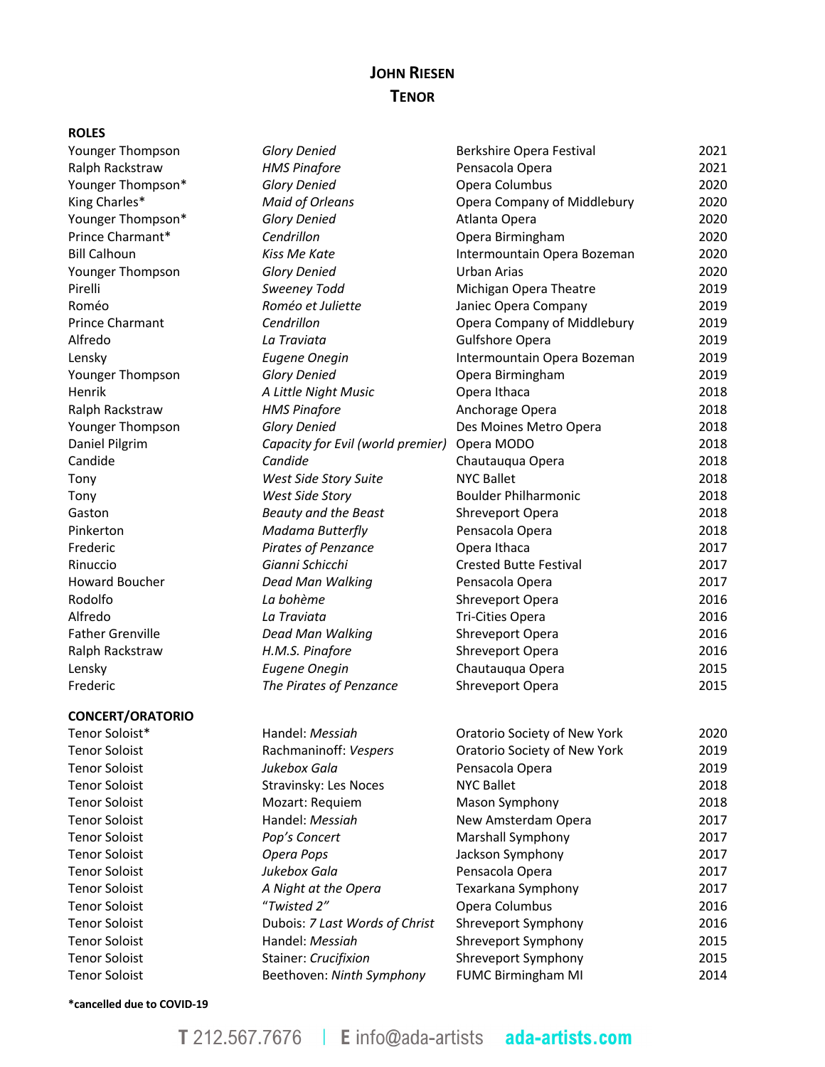# JOHN RIESEN
## TENOR

### ROLES

| | | | |
|---|---|---|---|
| Younger Thompson | *Glory Denied* | Berkshire Opera Festival | 2021 |
| Ralph Rackstraw | *HMS Pinafore* | Pensacola Opera | 2021 |
| Younger Thompson* | *Glory Denied* | Opera Columbus | 2020 |
| King Charles* | *Maid of Orleans* | Opera Company of Middlebury | 2020 |
| Younger Thompson* | *Glory Denied* | Atlanta Opera | 2020 |
| Prince Charmant* | *Cendrillon* | Opera Birmingham | 2020 |
| Bill Calhoun | *Kiss Me Kate* | Intermountain Opera Bozeman | 2020 |
| Younger Thompson | *Glory Denied* | Urban Arias | 2020 |
| Pirelli | *Sweeney Todd* | Michigan Opera Theatre | 2019 |
| Roméo | *Roméo et Juliette* | Janiec Opera Company | 2019 |
| Prince Charmant | *Cendrillon* | Opera Company of Middlebury | 2019 |
| Alfredo | *La Traviata* | Gulfshore Opera | 2019 |
| Lensky | *Eugene Onegin* | Intermountain Opera Bozeman | 2019 |
| Younger Thompson | *Glory Denied* | Opera Birmingham | 2019 |
| Henrik | *A Little Night Music* | Opera Ithaca | 2018 |
| Ralph Rackstraw | *HMS Pinafore* | Anchorage Opera | 2018 |
| Younger Thompson | *Glory Denied* | Des Moines Metro Opera | 2018 |
| Daniel Pilgrim | *Capacity for Evil (world premier)* | Opera MODO | 2018 |
| Candide | *Candide* | Chautauqua Opera | 2018 |
| Tony | *West Side Story Suite* | NYC Ballet | 2018 |
| Tony | *West Side Story* | Boulder Philharmonic | 2018 |
| Gaston | *Beauty and the Beast* | Shreveport Opera | 2018 |
| Pinkerton | *Madama Butterfly* | Pensacola Opera | 2018 |
| Frederic | *Pirates of Penzance* | Opera Ithaca | 2017 |
| Rinuccio | *Gianni Schicchi* | Crested Butte Festival | 2017 |
| Howard Boucher | *Dead Man Walking* | Pensacola Opera | 2017 |
| Rodolfo | *La bohème* | Shreveport Opera | 2016 |
| Alfredo | *La Traviata* | Tri-Cities Opera | 2016 |
| Father Grenville | *Dead Man Walking* | Shreveport Opera | 2016 |
| Ralph Rackstraw | *H.M.S. Pinafore* | Shreveport Opera | 2016 |
| Lensky | *Eugene Onegin* | Chautauqua Opera | 2015 |
| Frederic | *The Pirates of Penzance* | Shreveport Opera | 2015 |

### CONCERT/ORATORIO

| | | | |
|---|---|---|---|
| Tenor Soloist* | Handel: *Messiah* | Oratorio Society of New York | 2020 |
| Tenor Soloist | Rachmaninoff: *Vespers* | Oratorio Society of New York | 2019 |
| Tenor Soloist | *Jukebox Gala* | Pensacola Opera | 2019 |
| Tenor Soloist | Stravinsky: Les Noces | NYC Ballet | 2018 |
| Tenor Soloist | Mozart: Requiem | Mason Symphony | 2018 |
| Tenor Soloist | Handel: *Messiah* | New Amsterdam Opera | 2017 |
| Tenor Soloist | *Pop's Concert* | Marshall Symphony | 2017 |
| Tenor Soloist | *Opera Pops* | Jackson Symphony | 2017 |
| Tenor Soloist | *Jukebox Gala* | Pensacola Opera | 2017 |
| Tenor Soloist | *A Night at the Opera* | Texarkana Symphony | 2017 |
| Tenor Soloist | *"Twisted 2"* | Opera Columbus | 2016 |
| Tenor Soloist | Dubois: *7 Last Words of Christ* | Shreveport Symphony | 2016 |
| Tenor Soloist | Handel: *Messiah* | Shreveport Symphony | 2015 |
| Tenor Soloist | Stainer: *Crucifixion* | Shreveport Symphony | 2015 |
| Tenor Soloist | Beethoven: *Ninth Symphony* | FUMC Birmingham MI | 2014 |

**\*cancelled due to COVID-19**

**T** 212.567.7676 | **E** info@ada-artists **ada-artists.com**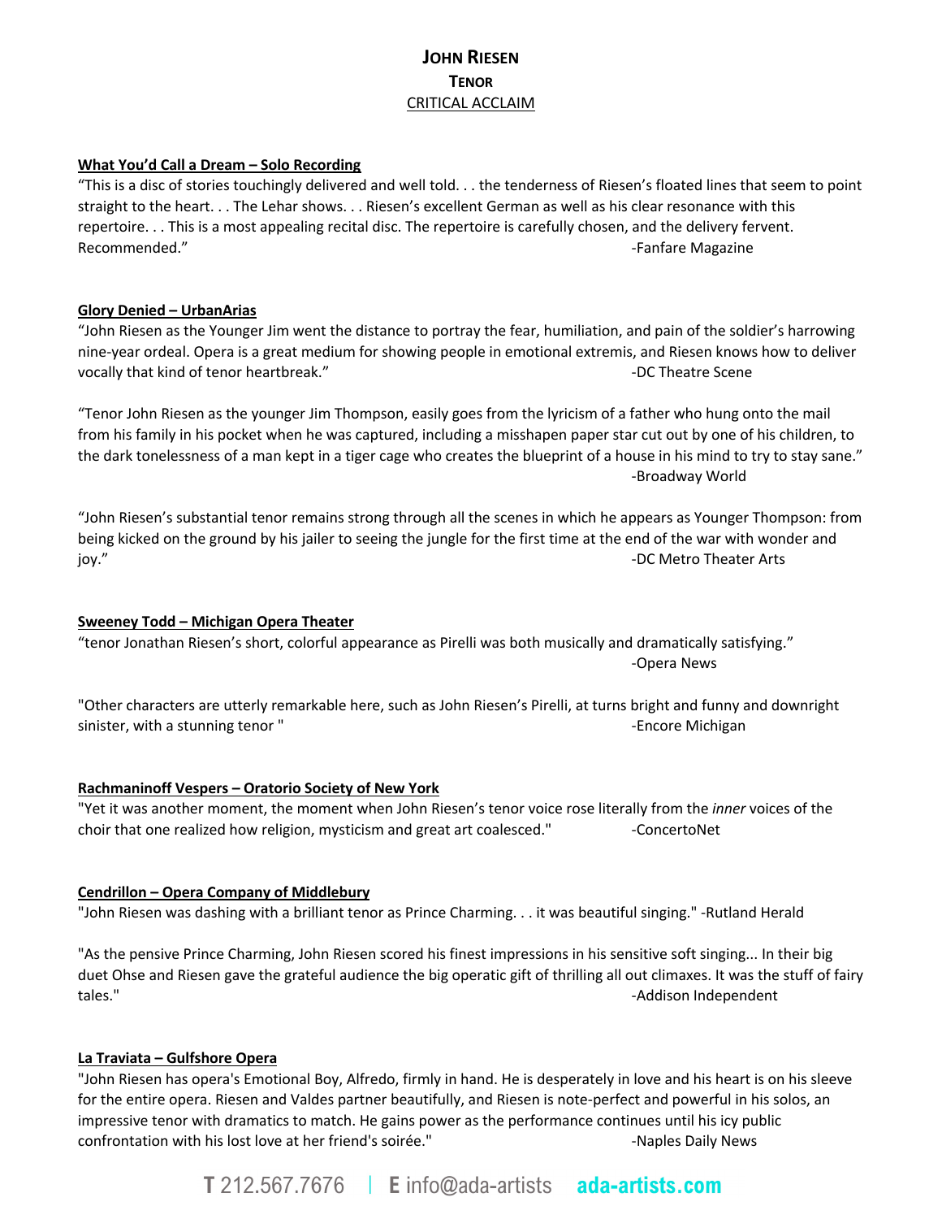# JOHN RIESEN

## TENOR

### CRITICAL ACCLAIM

**What You'd Call a Dream – Solo Recording**

"This is a disc of stories touchingly delivered and well told. . . the tenderness of Riesen's floated lines that seem to point straight to the heart. . . The Lehar shows. . . Riesen's excellent German as well as his clear resonance with this repertoire. . . This is a most appealing recital disc. The repertoire is carefully chosen, and the delivery fervent. Recommended." -Fanfare Magazine

**Glory Denied – UrbanArias**

"John Riesen as the Younger Jim went the distance to portray the fear, humiliation, and pain of the soldier's harrowing nine-year ordeal. Opera is a great medium for showing people in emotional extremis, and Riesen knows how to deliver vocally that kind of tenor heartbreak." -DC Theatre Scene

"Tenor John Riesen as the younger Jim Thompson, easily goes from the lyricism of a father who hung onto the mail from his family in his pocket when he was captured, including a misshapen paper star cut out by one of his children, to the dark tonelessness of a man kept in a tiger cage who creates the blueprint of a house in his mind to try to stay sane." -Broadway World

"John Riesen's substantial tenor remains strong through all the scenes in which he appears as Younger Thompson: from being kicked on the ground by his jailer to seeing the jungle for the first time at the end of the war with wonder and joy." -DC Metro Theater Arts

**Sweeney Todd – Michigan Opera Theater**

"tenor Jonathan Riesen's short, colorful appearance as Pirelli was both musically and dramatically satisfying." -Opera News

"Other characters are utterly remarkable here, such as John Riesen's Pirelli, at turns bright and funny and downright sinister, with a stunning tenor " -Encore Michigan

**Rachmaninoff Vespers – Oratorio Society of New York**

"Yet it was another moment, the moment when John Riesen's tenor voice rose literally from the *inner* voices of the choir that one realized how religion, mysticism and great art coalesced." -ConcertoNet

**Cendrillon – Opera Company of Middlebury**

"John Riesen was dashing with a brilliant tenor as Prince Charming. . . it was beautiful singing." -Rutland Herald

"As the pensive Prince Charming, John Riesen scored his finest impressions in his sensitive soft singing... In their big duet Ohse and Riesen gave the grateful audience the big operatic gift of thrilling all out climaxes. It was the stuff of fairy tales." -Addison Independent

**La Traviata – Gulfshore Opera**

"John Riesen has opera's Emotional Boy, Alfredo, firmly in hand. He is desperately in love and his heart is on his sleeve for the entire opera. Riesen and Valdes partner beautifully, and Riesen is note-perfect and powerful in his solos, an impressive tenor with dramatics to match. He gains power as the performance continues until his icy public confrontation with his lost love at her friend's soirée." -Naples Daily News

**T** 212.567.7676 | **E** info@ada-artists **ada-artists.com**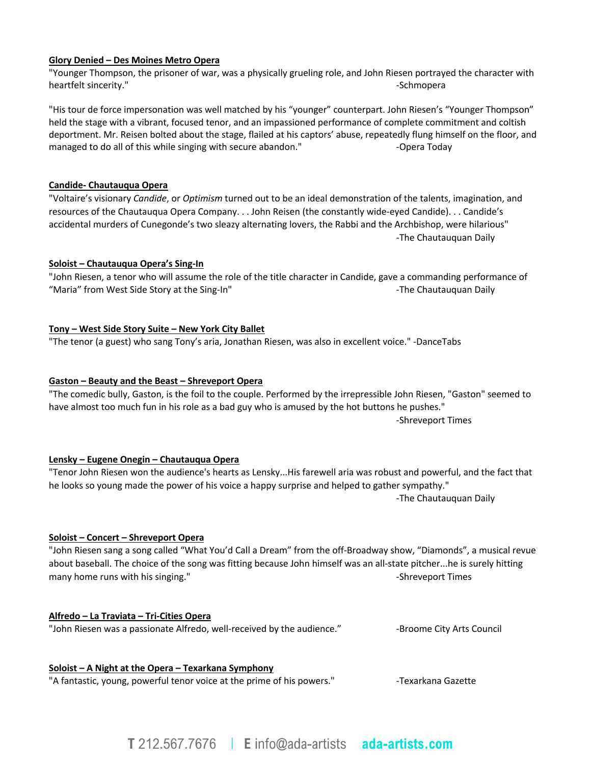**Glory Denied – Des Moines Metro Opera**

"Younger Thompson, the prisoner of war, was a physically grueling role, and John Riesen portrayed the character with heartfelt sincerity." -Schmopera

"His tour de force impersonation was well matched by his "younger" counterpart. John Riesen's "Younger Thompson" held the stage with a vibrant, focused tenor, and an impassioned performance of complete commitment and coltish deportment. Mr. Reisen bolted about the stage, flailed at his captors' abuse, repeatedly flung himself on the floor, and managed to do all of this while singing with secure abandon." -Opera Today

**Candide- Chautauqua Opera**

"Voltaire's visionary *Candide*, or *Optimism* turned out to be an ideal demonstration of the talents, imagination, and resources of the Chautauqua Opera Company. . . John Reisen (the constantly wide-eyed Candide). . . Candide's accidental murders of Cunegonde's two sleazy alternating lovers, the Rabbi and the Archbishop, were hilarious"

-The Chautauquan Daily

**Soloist – Chautauqua Opera's Sing-In**

"John Riesen, a tenor who will assume the role of the title character in Candide, gave a commanding performance of "Maria" from West Side Story at the Sing-In" -The Chautauquan Daily

**Tony – West Side Story Suite – New York City Ballet**

"The tenor (a guest) who sang Tony's aria, Jonathan Riesen, was also in excellent voice." -DanceTabs

**Gaston – Beauty and the Beast – Shreveport Opera**

"The comedic bully, Gaston, is the foil to the couple. Performed by the irrepressible John Riesen, "Gaston" seemed to have almost too much fun in his role as a bad guy who is amused by the hot buttons he pushes."

-Shreveport Times

**Lensky – Eugene Onegin – Chautauqua Opera**

"Tenor John Riesen won the audience's hearts as Lensky...His farewell aria was robust and powerful, and the fact that he looks so young made the power of his voice a happy surprise and helped to gather sympathy."

-The Chautauquan Daily

**Soloist – Concert – Shreveport Opera**

"John Riesen sang a song called "What You'd Call a Dream" from the off-Broadway show, "Diamonds", a musical revue about baseball. The choice of the song was fitting because John himself was an all-state pitcher...he is surely hitting many home runs with his singing." -Shreveport Times

**Alfredo – La Traviata – Tri-Cities Opera**

"John Riesen was a passionate Alfredo, well-received by the audience." -Broome City Arts Council

**Soloist – A Night at the Opera – Texarkana Symphony**

"A fantastic, young, powerful tenor voice at the prime of his powers." -Texarkana Gazette

**T** 212.567.7676 | **E** info@ada-artists **ada-artists.com**